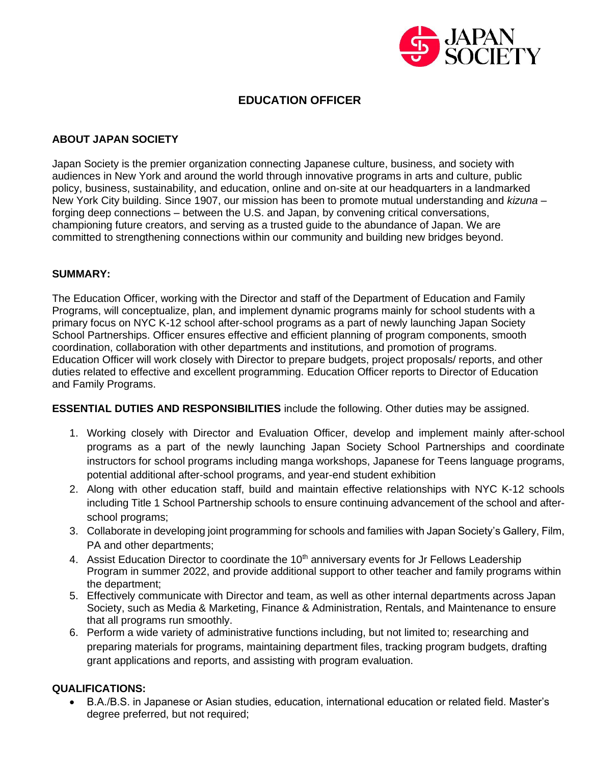# EDUCATION OFFICER

## ABOUT JAPAN SOCIETY

Japan Society is the premier organization connecting Japanese culture, business, and society with audiences in New York and around the world through innovative programs in arts and culture, public policy, business, sustainability, and education, online and on-site at our headquarters in a landmarked New York City building. Since 1907, our mission has been to promote mutual understanding and *kizuna* – forging deep connections – between the U.S. and Japan, by convening critical conversations, championing future creators, and serving as a trusted guide to the abundance of Japan. We are committed to strengthening connections within our community and building new bridges beyond.

## SUMMARY:

The Education Officer, working with the Director and staff of the Department of Education and Family Programs, will conceptualize, plan, and implement dynamic programs mainly for school students with a primary focus on NYC K-12 school after-school programs as a part of newly launching Japan Society School Partnerships. Officer ensures effective and efficient planning of program components, smooth coordination, collaboration with other departments and institutions, and promotion of programs. Education Officer will work closely with Director to prepare budgets, project proposals/ reports, and other duties related to effective and excellent programming. Education Officer reports to Director of Education and Family Programs.

**ESSENTIAL DUTIES AND RESPONSIBILITIES** include the following. Other duties may be assigned.

1. Working closely with Director and Evaluation Officer, develop and implement mainly after-school programs as a part of the newly launching Japan Society School Partnerships and coordinate instructors for school programs including manga workshops, Japanese for Teens language programs, potential additional after-school programs, and year-end student exhibition
2. Along with other education staff, build and maintain effective relationships with NYC K-12 schools including Title 1 School Partnership schools to ensure continuing advancement of the school and after-school programs;
3. Collaborate in developing joint programming for schools and families with Japan Society's Gallery, Film, PA and other departments;
4. Assist Education Director to coordinate the 10th anniversary events for Jr Fellows Leadership Program in summer 2022, and provide additional support to other teacher and family programs within the department;
5. Effectively communicate with Director and team, as well as other internal departments across Japan Society, such as Media & Marketing, Finance & Administration, Rentals, and Maintenance to ensure that all programs run smoothly.
6. Perform a wide variety of administrative functions including, but not limited to; researching and preparing materials for programs, maintaining department files, tracking program budgets, drafting grant applications and reports, and assisting with program evaluation.

## QUALIFICATIONS:

- B.A./B.S. in Japanese or Asian studies, education, international education or related field. Master's degree preferred, but not required;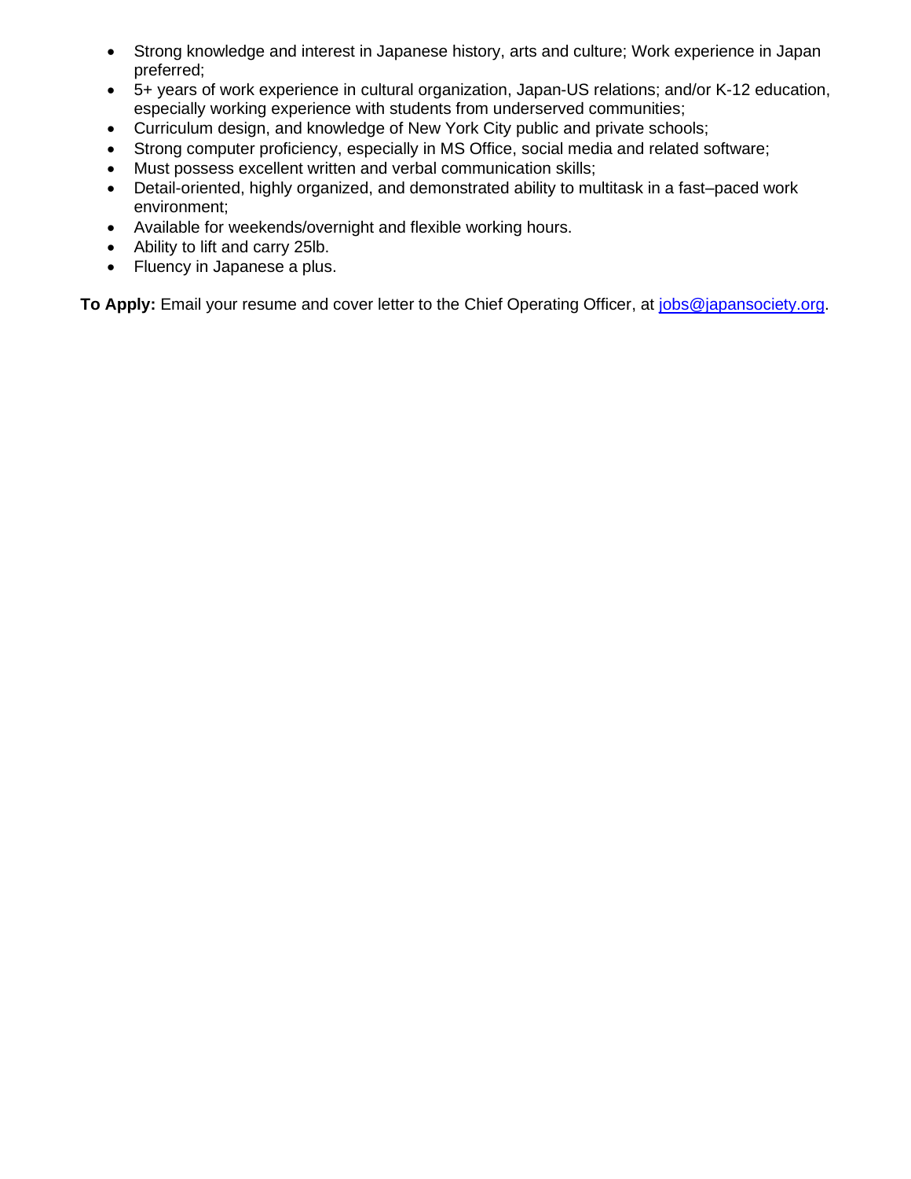- Strong knowledge and interest in Japanese history, arts and culture; Work experience in Japan preferred;
- 5+ years of work experience in cultural organization, Japan-US relations; and/or K-12 education, especially working experience with students from underserved communities;
- Curriculum design, and knowledge of New York City public and private schools;
- Strong computer proficiency, especially in MS Office, social media and related software;
- Must possess excellent written and verbal communication skills;
- Detail-oriented, highly organized, and demonstrated ability to multitask in a fast–paced work environment;
- Available for weekends/overnight and flexible working hours.
- Ability to lift and carry 25lb.
- Fluency in Japanese a plus.

**To Apply:** Email your resume and cover letter to the Chief Operating Officer, at [jobs@japansociety.org](mailto:jobs@japansociety.org).